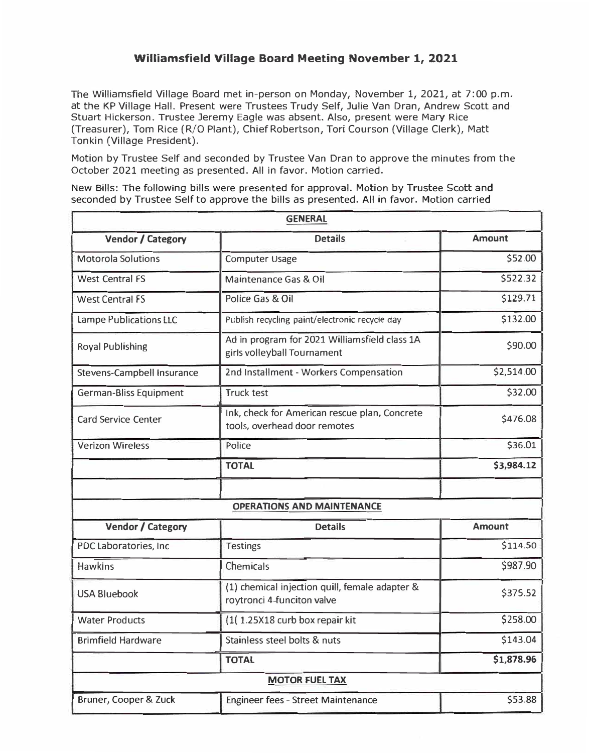# Williamsfield Village Board Meeting November 1, 2021

The Williamsfield Village Board met in-person on Monday, November 1, 2021, at 7:00 p.m. at the KP Village Hall. Present were Trustees Trudy Self, Julie Van Dran, Andrew Scott and Stuart Hickerson. Trustee Jeremy Eagle was absent. Also, present were Mary Rice (Treasurer), Tom Rice (R/O Plant), Chief Robertson, Tori Courson (Village Clerk), Matt Tonkin (Village President).

Motion by Trustee Self and seconded by Trustee Van Dran to approve the minutes from the October 2021 meeting as presented. All in favor. Motion carried.

New Bills: The following bills were presented for approval. Motion by Trustee Scott and seconded by Trustee Self to approve the bills as presented. All in favor. Motion carried

| **GENERAL** | | |
|---|---|---|
| **Vendor / Category** | **Details** | **Amount** |
| Motorola Solutions | Computer Usage | $52.00 |
| West Central FS | Maintenance Gas & Oil | $522.32 |
| West Central FS | Police Gas & Oil | $129.71 |
| Lampe Publications LLC | Publish recycling paint/electronic recycle day | $132.00 |
| Royal Publishing | Ad in program for 2021 Williamsfield class 1A girls volleyball Tournament | $90.00 |
| Stevens-Campbell Insurance | 2nd Installment - Workers Compensation | $2,514.00 |
| German-Bliss Equipment | Truck test | $32.00 |
| Card Service Center | Ink, check for American rescue plan, Concrete tools, overhead door remotes | $476.08 |
| Verizon Wireless | Police | $36.01 |
| | **TOTAL** | **$3,984.12** |
| | | |
| **OPERATIONS AND MAINTENANCE** | | |
| **Vendor / Category** | **Details** | **Amount** |
| PDC Laboratories, Inc | Testings | $114.50 |
| Hawkins | Chemicals | $987.90 |
| USA Bluebook | (1) chemical injection quill, female adapter & roytronci 4-funciton valve | $375.52 |
| Water Products | (1( 1.25X18 curb box repair kit | $258.00 |
| Brimfield Hardware | Stainless steel bolts & nuts | $143.04 |
| | **TOTAL** | **$1,878.96** |
| **MOTOR FUEL TAX** | | |
| Bruner, Cooper & Zuck | Engineer fees - Street Maintenance | $53.88 |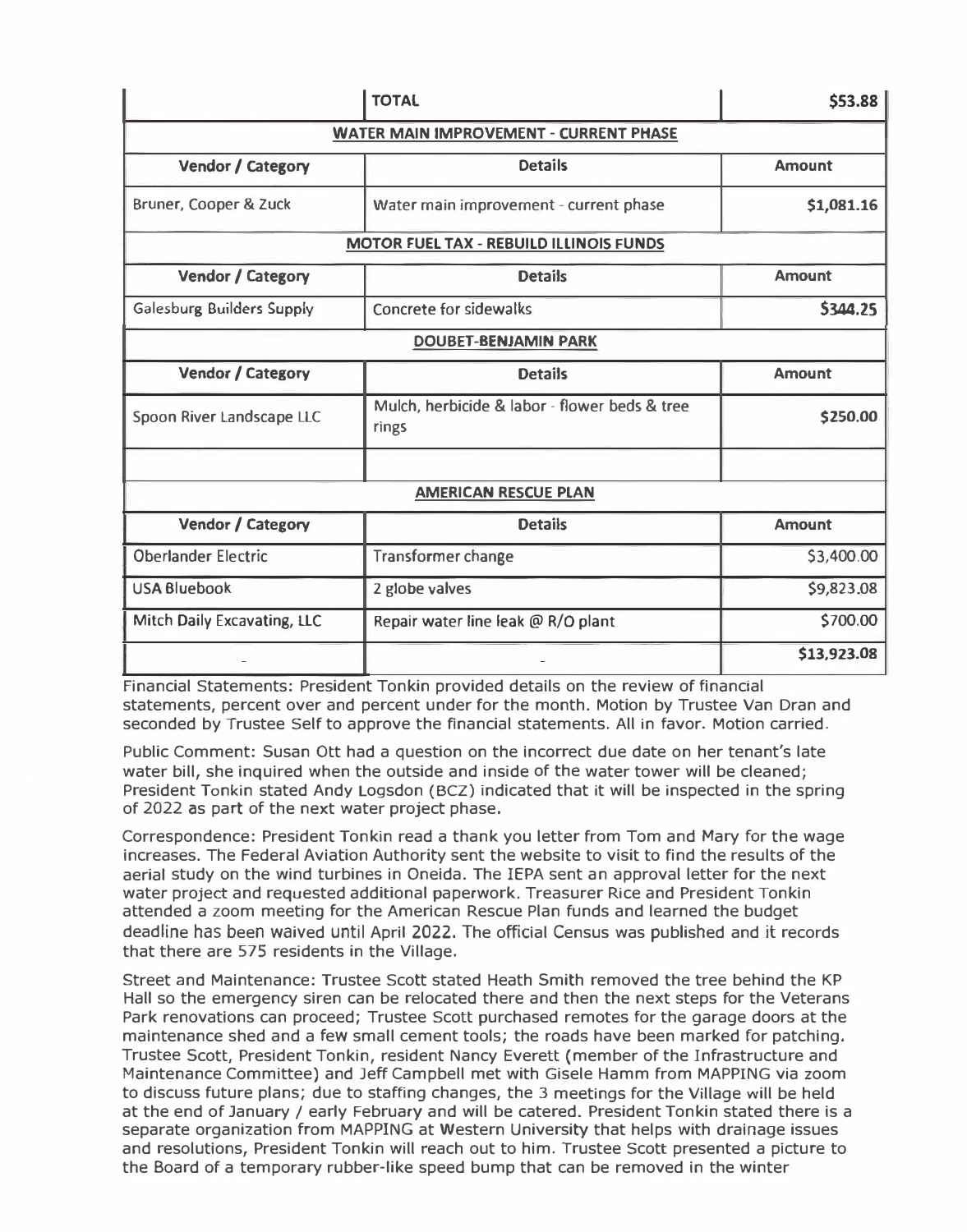| | TOTAL | $53.88 |
|---|---|---|
| **WATER MAIN IMPROVEMENT - CURRENT PHASE** | | |
| **Vendor / Category** | **Details** | **Amount** |
| Bruner, Cooper & Zuck | Water main improvement - current phase | **$1,081.16** |
| **MOTOR FUEL TAX - REBUILD ILLINOIS FUNDS** | | |
| **Vendor / Category** | **Details** | **Amount** |
| Galesburg Builders Supply | Concrete for sidewalks | **$344.25** |
| **DOUBET-BENJAMIN PARK** | | |
| **Vendor / Category** | **Details** | **Amount** |
| Spoon River Landscape LLC | Mulch, herbicide & labor - flower beds & tree rings | **$250.00** |
| | | |
| **AMERICAN RESCUE PLAN** | | |
| **Vendor / Category** | **Details** | **Amount** |
| Oberlander Electric | Transformer change | $3,400.00 |
| USA Bluebook | 2 globe valves | $9,823.08 |
| Mitch Daily Excavating, LLC | Repair water line leak @ R/O plant | $700.00 |
| - | - | **$13,923.08** |

Financial Statements: President Tonkin provided details on the review of financial statements, percent over and percent under for the month. Motion by Trustee Van Dran and seconded by Trustee Self to approve the financial statements. All in favor. Motion carried.

Public Comment: Susan Ott had a question on the incorrect due date on her tenant's late water bill, she inquired when the outside and inside of the water tower will be cleaned; President Tonkin stated Andy Logsdon (BCZ) indicated that it will be inspected in the spring of 2022 as part of the next water project phase.

Correspondence: President Tonkin read a thank you letter from Tom and Mary for the wage increases. The Federal Aviation Authority sent the website to visit to find the results of the aerial study on the wind turbines in Oneida. The IEPA sent an approval letter for the next water project and requested additional paperwork. Treasurer Rice and President Tonkin attended a zoom meeting for the American Rescue Plan funds and learned the budget deadline has been waived until April 2022. The official Census was published and it records that there are 575 residents in the Village.

Street and Maintenance: Trustee Scott stated Heath Smith removed the tree behind the KP Hall so the emergency siren can be relocated there and then the next steps for the Veterans Park renovations can proceed; Trustee Scott purchased remotes for the garage doors at the maintenance shed and a few small cement tools; the roads have been marked for patching. Trustee Scott, President Tonkin, resident Nancy Everett (member of the Infrastructure and Maintenance Committee) and Jeff Campbell met with Gisele Hamm from MAPPING via zoom to discuss future plans; due to staffing changes, the 3 meetings for the Village will be held at the end of January / early February and will be catered. President Tonkin stated there is a separate organization from MAPPING at Western University that helps with drainage issues and resolutions, President Tonkin will reach out to him. Trustee Scott presented a picture to the Board of a temporary rubber-like speed bump that can be removed in the winter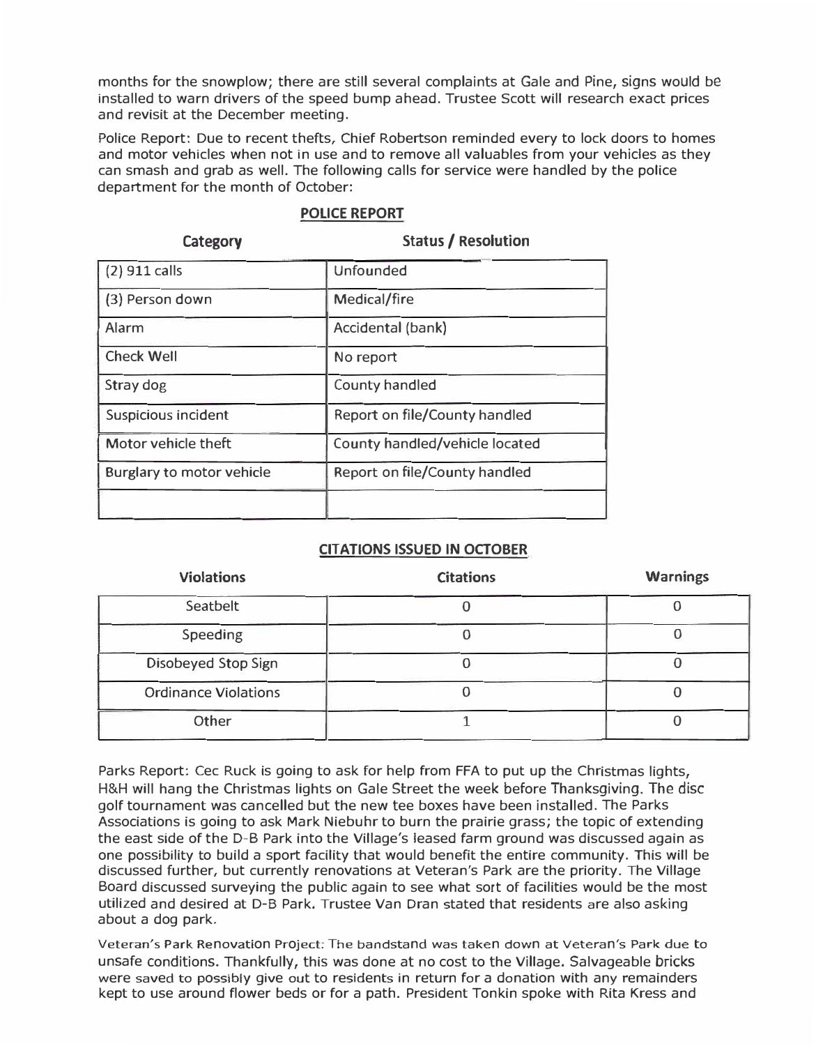months for the snowplow; there are still several complaints at Gale and Pine, signs would be installed to warn drivers of the speed bump ahead. Trustee Scott will research exact prices and revisit at the December meeting.

Police Report: Due to recent thefts, Chief Robertson reminded every to lock doors to homes and motor vehicles when not in use and to remove all valuables from your vehicles as they can smash and grab as well. The following calls for service were handled by the police department for the month of October:

**POLICE REPORT**

| Category | Status / Resolution |
|---|---|
| (2) 911 calls | Unfounded |
| (3) Person down | Medical/fire |
| Alarm | Accidental (bank) |
| Check Well | No report |
| Stray dog | County handled |
| Suspicious incident | Report on file/County handled |
| Motor vehicle theft | County handled/vehicle located |
| Burglary to motor vehicle | Report on file/County handled |
| | |

**CITATIONS ISSUED IN OCTOBER**

| Violations | Citations | Warnings |
|---|---|---|
| Seatbelt | 0 | 0 |
| Speeding | 0 | 0 |
| Disobeyed Stop Sign | 0 | 0 |
| Ordinance Violations | 0 | 0 |
| Other | 1 | 0 |

Parks Report: Cec Ruck is going to ask for help from FFA to put up the Christmas lights, H&H will hang the Christmas lights on Gale Street the week before Thanksgiving. The disc golf tournament was cancelled but the new tee boxes have been installed. The Parks Associations is going to ask Mark Niebuhr to burn the prairie grass; the topic of extending the east side of the D-B Park into the Village's leased farm ground was discussed again as one possibility to build a sport facility that would benefit the entire community. This will be discussed further, but currently renovations at Veteran's Park are the priority. The Village Board discussed surveying the public again to see what sort of facilities would be the most utilized and desired at D-B Park. Trustee Van Dran stated that residents are also asking about a dog park.

Veteran's Park Renovation Project: The bandstand was taken down at Veteran's Park due to unsafe conditions. Thankfully, this was done at no cost to the Village. Salvageable bricks were saved to possibly give out to residents in return for a donation with any remainders kept to use around flower beds or for a path. President Tonkin spoke with Rita Kress and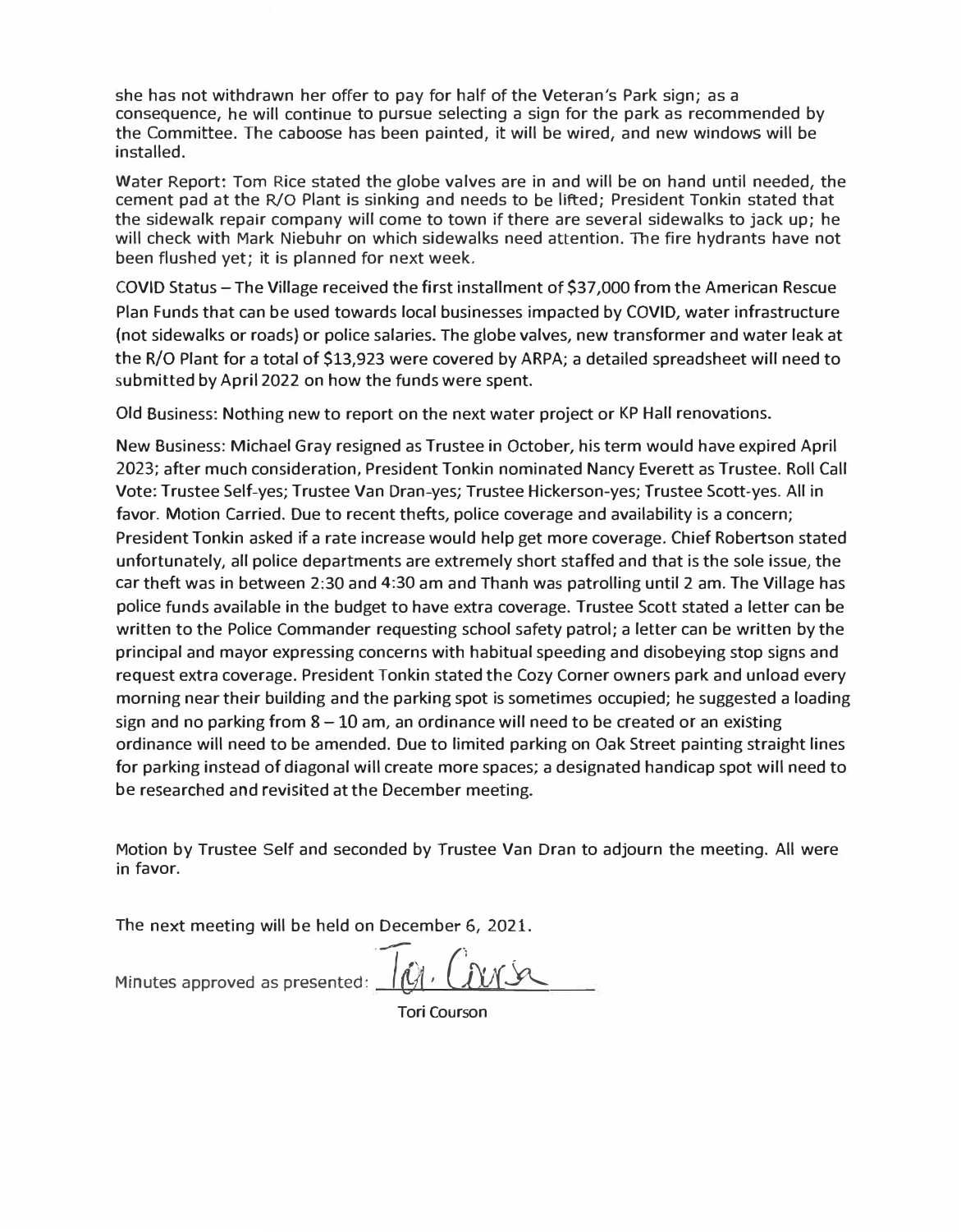she has not withdrawn her offer to pay for half of the Veteran's Park sign; as a consequence, he will continue to pursue selecting a sign for the park as recommended by the Committee. The caboose has been painted, it will be wired, and new windows will be installed.

Water Report: Tom Rice stated the globe valves are in and will be on hand until needed, the cement pad at the R/O Plant is sinking and needs to be lifted; President Tonkin stated that the sidewalk repair company will come to town if there are several sidewalks to jack up; he will check with Mark Niebuhr on which sidewalks need attention. The fire hydrants have not been flushed yet; it is planned for next week.

COVID Status – The Village received the first installment of $37,000 from the American Rescue Plan Funds that can be used towards local businesses impacted by COVID, water infrastructure (not sidewalks or roads) or police salaries. The globe valves, new transformer and water leak at the R/O Plant for a total of $13,923 were covered by ARPA; a detailed spreadsheet will need to submitted by April 2022 on how the funds were spent.

Old Business: Nothing new to report on the next water project or KP Hall renovations.

New Business: Michael Gray resigned as Trustee in October, his term would have expired April 2023; after much consideration, President Tonkin nominated Nancy Everett as Trustee. Roll Call Vote: Trustee Self-yes; Trustee Van Dran-yes; Trustee Hickerson-yes; Trustee Scott-yes. All in favor. Motion Carried. Due to recent thefts, police coverage and availability is a concern; President Tonkin asked if a rate increase would help get more coverage. Chief Robertson stated unfortunately, all police departments are extremely short staffed and that is the sole issue, the car theft was in between 2:30 and 4:30 am and Thanh was patrolling until 2 am. The Village has police funds available in the budget to have extra coverage. Trustee Scott stated a letter can be written to the Police Commander requesting school safety patrol; a letter can be written by the principal and mayor expressing concerns with habitual speeding and disobeying stop signs and request extra coverage. President Tonkin stated the Cozy Corner owners park and unload every morning near their building and the parking spot is sometimes occupied; he suggested a loading sign and no parking from 8 – 10 am, an ordinance will need to be created or an existing ordinance will need to be amended. Due to limited parking on Oak Street painting straight lines for parking instead of diagonal will create more spaces; a designated handicap spot will need to be researched and revisited at the December meeting.

Motion by Trustee Self and seconded by Trustee Van Dran to adjourn the meeting. All were in favor.

The next meeting will be held on December 6, 2021.

Minutes approved as presented: Tori Courson

Tori Courson